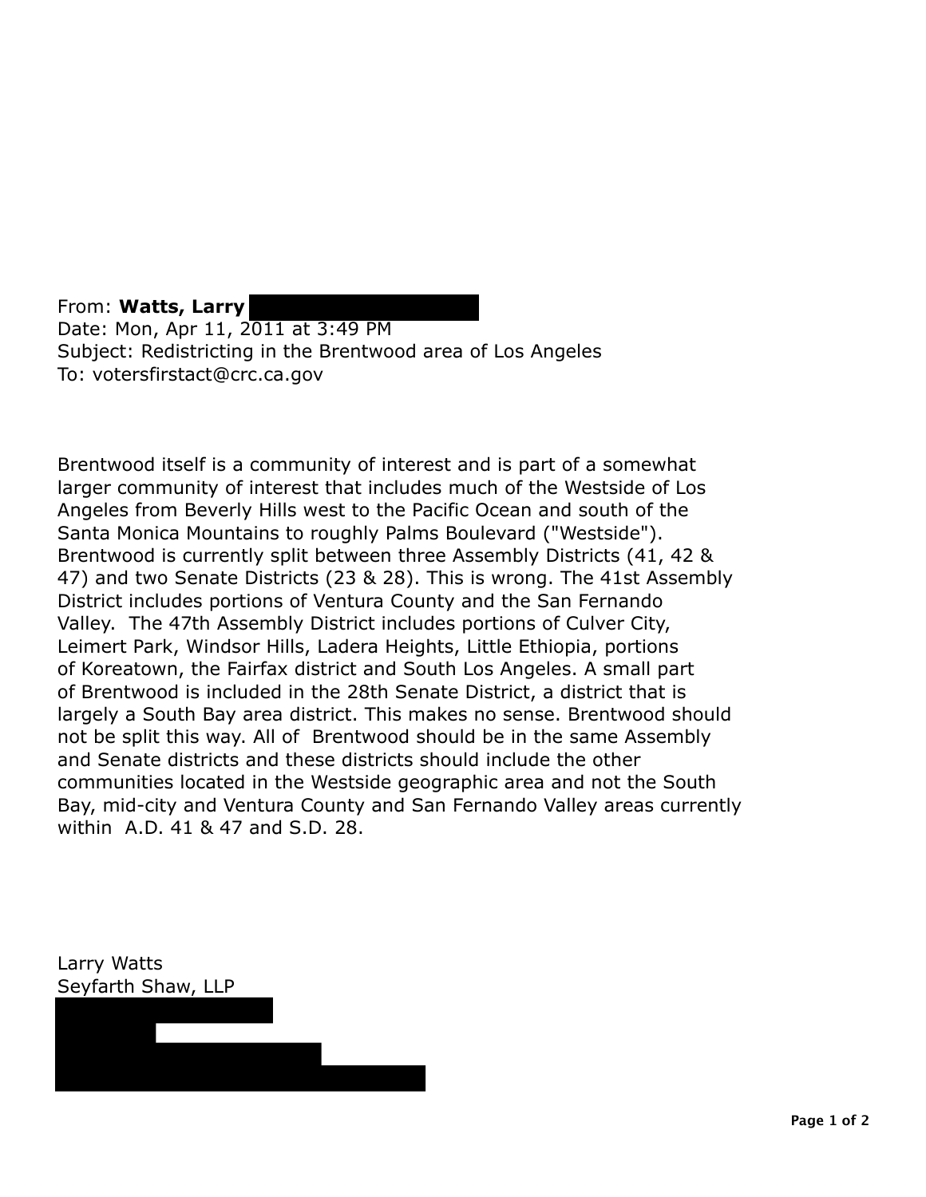From: **Watts, Larry**
Date: Mon, Apr 11, 2011 at 3:49 PM
Subject: Redistricting in the Brentwood area of Los Angeles
To: votersfirstact@crc.ca.gov

Brentwood itself is a community of interest and is part of a somewhat larger community of interest that includes much of the Westside of Los Angeles from Beverly Hills west to the Pacific Ocean and south of the Santa Monica Mountains to roughly Palms Boulevard ("Westside"). Brentwood is currently split between three Assembly Districts (41, 42 & 47) and two Senate Districts (23 & 28). This is wrong. The 41st Assembly District includes portions of Ventura County and the San Fernando Valley. The 47th Assembly District includes portions of Culver City, Leimert Park, Windsor Hills, Ladera Heights, Little Ethiopia, portions of Koreatown, the Fairfax district and South Los Angeles. A small part of Brentwood is included in the 28th Senate District, a district that is largely a South Bay area district. This makes no sense. Brentwood should not be split this way. All of Brentwood should be in the same Assembly and Senate districts and these districts should include the other communities located in the Westside geographic area and not the South Bay, mid-city and Ventura County and San Fernando Valley areas currently within A.D. 41 & 47 and S.D. 28.

Larry Watts
Seyfarth Shaw, LLP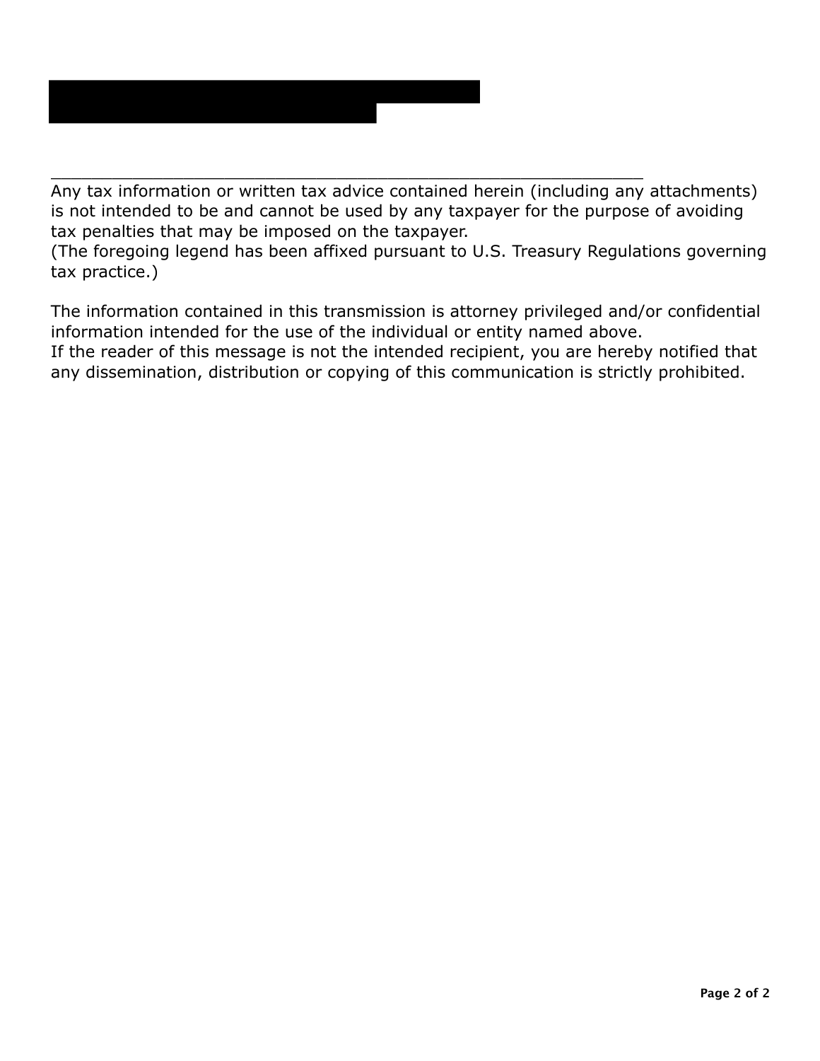\_\_\_\_\_\_\_\_\_\_\_\_\_\_\_\_\_\_\_\_\_\_\_\_\_\_\_\_\_\_\_\_\_\_\_\_\_\_\_\_\_\_\_\_\_\_\_\_\_\_\_\_\_\_\_\_\_\_

Any tax information or written tax advice contained herein (including any attachments) is not intended to be and cannot be used by any taxpayer for the purpose of avoiding tax penalties that may be imposed on the taxpayer.
(The foregoing legend has been affixed pursuant to U.S. Treasury Regulations governing tax practice.)

The information contained in this transmission is attorney privileged and/or confidential information intended for the use of the individual or entity named above.
If the reader of this message is not the intended recipient, you are hereby notified that any dissemination, distribution or copying of this communication is strictly prohibited.